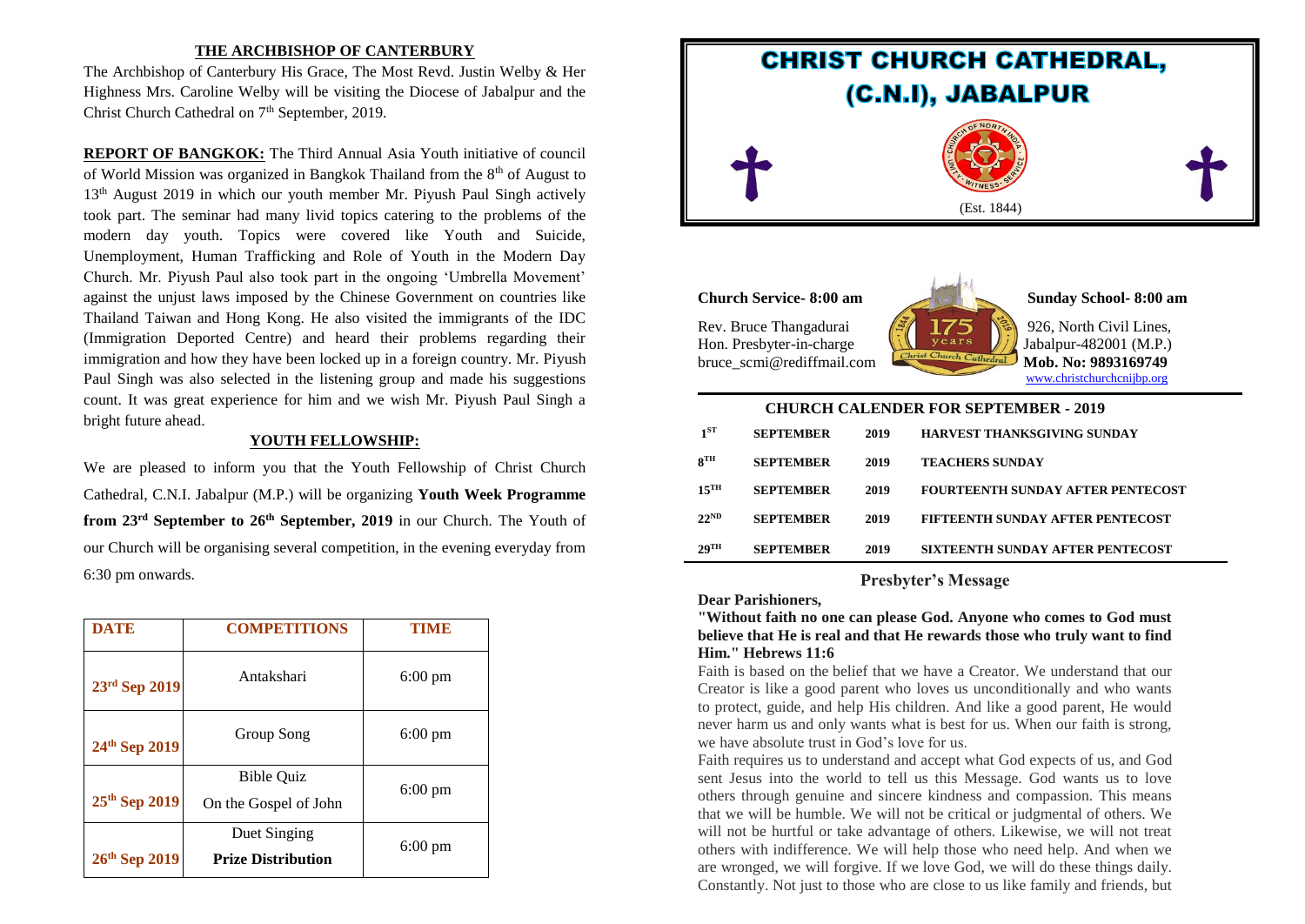## THE ARCHBISHOP OF CANTERBURY

The Archbishop of Canterbury His Grace, The Most Revd. Justin Welby & Her Highness Mrs. Caroline Welby will be visiting the Diocese of Jabalpur and the Christ Church Cathedral on 7th September, 2019.

**REPORT OF BANGKOK:** The Third Annual Asia Youth initiative of council of World Mission was organized in Bangkok Thailand from the 8th of August to 13th August 2019 in which our youth member Mr. Piyush Paul Singh actively took part. The seminar had many livid topics catering to the problems of the modern day youth. Topics were covered like Youth and Suicide, Unemployment, Human Trafficking and Role of Youth in the Modern Day Church. Mr. Piyush Paul also took part in the ongoing 'Umbrella Movement' against the unjust laws imposed by the Chinese Government on countries like Thailand Taiwan and Hong Kong. He also visited the immigrants of the IDC (Immigration Deported Centre) and heard their problems regarding their immigration and how they have been locked up in a foreign country. Mr. Piyush Paul Singh was also selected in the listening group and made his suggestions count. It was great experience for him and we wish Mr. Piyush Paul Singh a bright future ahead.

## YOUTH FELLOWSHIP:

We are pleased to inform you that the Youth Fellowship of Christ Church Cathedral, C.N.I. Jabalpur (M.P.) will be organizing **Youth Week Programme from 23rd September to 26th September, 2019** in our Church. The Youth of our Church will be organising several competition, in the evening everyday from 6:30 pm onwards.

| DATE | COMPETITIONS | TIME |
|---|---|---|
| 23rd Sep 2019 | Antakshari | 6:00 pm |
| 24th Sep 2019 | Group Song | 6:00 pm |
| 25th Sep 2019 | Bible Quiz On the Gospel of John | 6:00 pm |
| 26th Sep 2019 | Duet Singing **Prize Distribution** | 6:00 pm |

# CHRIST CHURCH CATHEDRAL, (C.N.I), JABALPUR

(Est. 1844)

**Church Service- 8:00 am** | **Sunday School- 8:00 am**

Rev. Bruce Thangadurai
Hon. Presbyter-in-charge
bruce_scmi@rediffmail.com

926, North Civil Lines,
Jabalpur-482001 (M.P.)
**Mob. No: 9893169749**
www.christchurchcnijbp.org

## CHURCH CALENDER FOR SEPTEMBER - 2019

| | | | |
|---|---|---|---|
| 1ST | SEPTEMBER | 2019 | HARVEST THANKSGIVING SUNDAY |
| 8TH | SEPTEMBER | 2019 | TEACHERS SUNDAY |
| 15TH | SEPTEMBER | 2019 | FOURTEENTH SUNDAY AFTER PENTECOST |
| 22ND | SEPTEMBER | 2019 | FIFTEENTH SUNDAY AFTER PENTECOST |
| 29TH | SEPTEMBER | 2019 | SIXTEENTH SUNDAY AFTER PENTECOST |

## Presbyter's Message

**Dear Parishioners,**

**"Without faith no one can please God. Anyone who comes to God must believe that He is real and that He rewards those who truly want to find Him." Hebrews 11:6**

Faith is based on the belief that we have a Creator. We understand that our Creator is like a good parent who loves us unconditionally and who wants to protect, guide, and help His children. And like a good parent, He would never harm us and only wants what is best for us. When our faith is strong, we have absolute trust in God's love for us.

Faith requires us to understand and accept what God expects of us, and God sent Jesus into the world to tell us this Message. God wants us to love others through genuine and sincere kindness and compassion. This means that we will be humble. We will not be critical or judgmental of others. We will not be hurtful or take advantage of others. Likewise, we will not treat others with indifference. We will help those who need help. And when we are wronged, we will forgive. If we love God, we will do these things daily. Constantly. Not just to those who are close to us like family and friends, but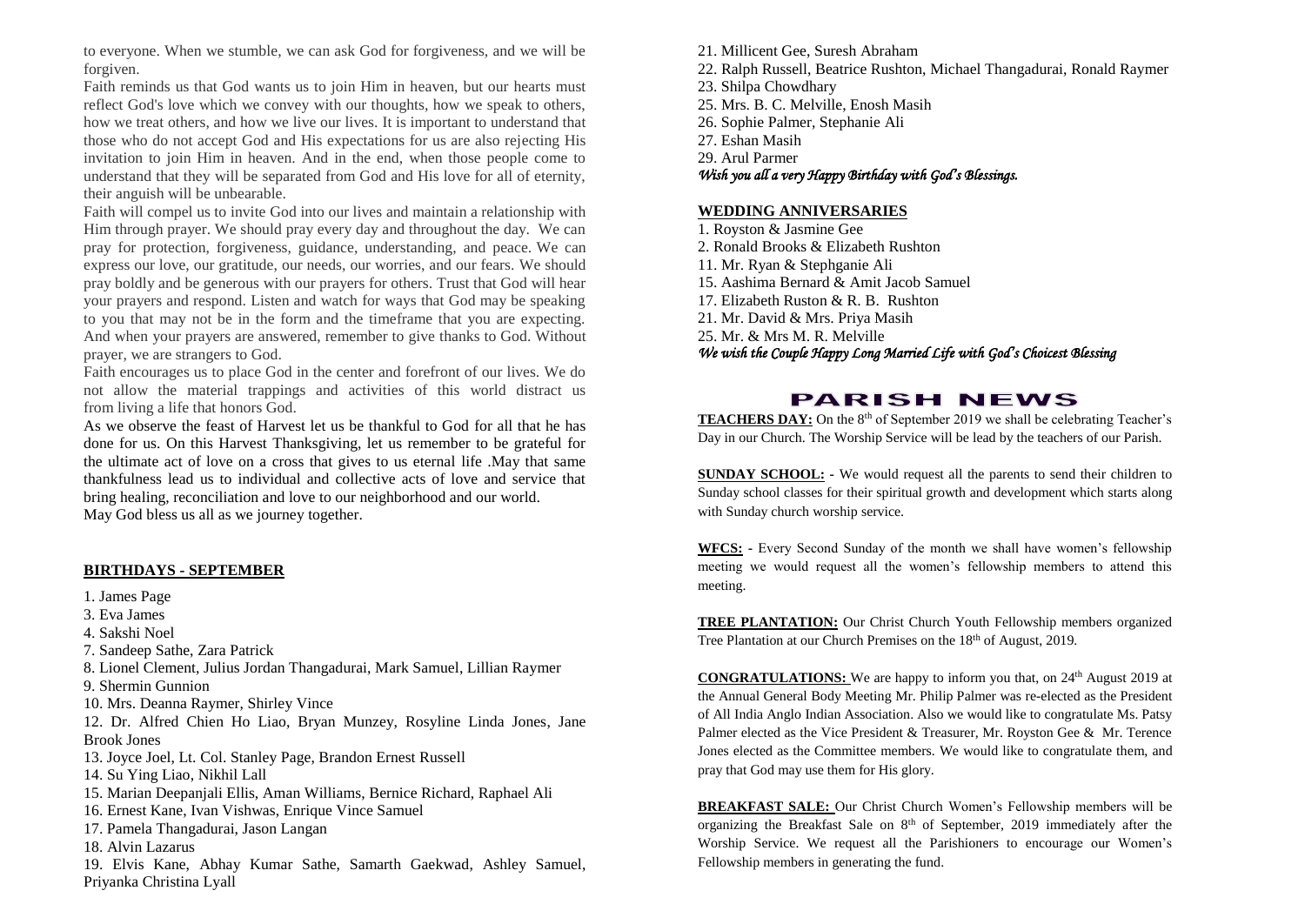to everyone. When we stumble, we can ask God for forgiveness, and we will be forgiven.

Faith reminds us that God wants us to join Him in heaven, but our hearts must reflect God's love which we convey with our thoughts, how we speak to others, how we treat others, and how we live our lives. It is important to understand that those who do not accept God and His expectations for us are also rejecting His invitation to join Him in heaven. And in the end, when those people come to understand that they will be separated from God and His love for all of eternity, their anguish will be unbearable.

Faith will compel us to invite God into our lives and maintain a relationship with Him through prayer. We should pray every day and throughout the day. We can pray for protection, forgiveness, guidance, understanding, and peace. We can express our love, our gratitude, our needs, our worries, and our fears. We should pray boldly and be generous with our prayers for others. Trust that God will hear your prayers and respond. Listen and watch for ways that God may be speaking to you that may not be in the form and the timeframe that you are expecting. And when your prayers are answered, remember to give thanks to God. Without prayer, we are strangers to God.

Faith encourages us to place God in the center and forefront of our lives. We do not allow the material trappings and activities of this world distract us from living a life that honors God.

As we observe the feast of Harvest let us be thankful to God for all that he has done for us. On this Harvest Thanksgiving, let us remember to be grateful for the ultimate act of love on a cross that gives to us eternal life .May that same thankfulness lead us to individual and collective acts of love and service that bring healing, reconciliation and love to our neighborhood and our world.
May God bless us all as we journey together.

## BIRTHDAYS - SEPTEMBER

1. James Page
3. Eva James
4. Sakshi Noel
7. Sandeep Sathe, Zara Patrick
8. Lionel Clement, Julius Jordan Thangadurai, Mark Samuel, Lillian Raymer
9. Shermin Gunnion
10. Mrs. Deanna Raymer, Shirley Vince
12. Dr. Alfred Chien Ho Liao, Bryan Munzey, Rosyline Linda Jones, Jane Brook Jones
13. Joyce Joel, Lt. Col. Stanley Page, Brandon Ernest Russell
14. Su Ying Liao, Nikhil Lall
15. Marian Deepanjali Ellis, Aman Williams, Bernice Richard, Raphael Ali
16. Ernest Kane, Ivan Vishwas, Enrique Vince Samuel
17. Pamela Thangadurai, Jason Langan
18. Alvin Lazarus
19. Elvis Kane, Abhay Kumar Sathe, Samarth Gaekwad, Ashley Samuel, Priyanka Christina Lyall
21. Millicent Gee, Suresh Abraham
22. Ralph Russell, Beatrice Rushton, Michael Thangadurai, Ronald Raymer
23. Shilpa Chowdhary
25. Mrs. B. C. Melville, Enosh Masih
26. Sophie Palmer, Stephanie Ali
27. Eshan Masih
29. Arul Parmer

*Wish you all a very Happy Birthday with God's Blessings.*

## WEDDING ANNIVERSARIES

1. Royston & Jasmine Gee
2. Ronald Brooks & Elizabeth Rushton
11. Mr. Ryan & Stephganie Ali
15. Aashima Bernard & Amit Jacob Samuel
17. Elizabeth Ruston & R. B. Rushton
21. Mr. David & Mrs. Priya Masih
25. Mr. & Mrs M. R. Melville

*We wish the Couple Happy Long Married Life with God's Choicest Blessing*

# PARISH NEWS

**TEACHERS DAY:** On the 8th of September 2019 we shall be celebrating Teacher's Day in our Church. The Worship Service will be lead by the teachers of our Parish.

**SUNDAY SCHOOL:** - We would request all the parents to send their children to Sunday school classes for their spiritual growth and development which starts along with Sunday church worship service.

**WFCS:** - Every Second Sunday of the month we shall have women's fellowship meeting we would request all the women's fellowship members to attend this meeting.

**TREE PLANTATION:** Our Christ Church Youth Fellowship members organized Tree Plantation at our Church Premises on the 18th of August, 2019.

**CONGRATULATIONS:** We are happy to inform you that, on 24th August 2019 at the Annual General Body Meeting Mr. Philip Palmer was re-elected as the President of All India Anglo Indian Association. Also we would like to congratulate Ms. Patsy Palmer elected as the Vice President & Treasurer, Mr. Royston Gee & Mr. Terence Jones elected as the Committee members. We would like to congratulate them, and pray that God may use them for His glory.

**BREAKFAST SALE:** Our Christ Church Women's Fellowship members will be organizing the Breakfast Sale on 8th of September, 2019 immediately after the Worship Service. We request all the Parishioners to encourage our Women's Fellowship members in generating the fund.